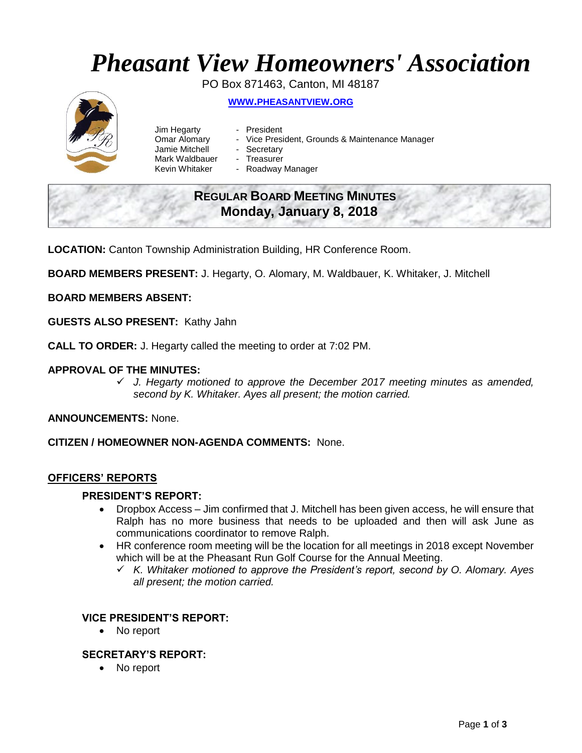# *Pheasant View Homeowners' Association*

PO Box 871463, Canton, MI 48187

**[WWW.PHEASANTVIEW.ORG](http://WWW.PHEASANTVIEW.ORG)**

Jim Hegarty - President
Omar Alomary - Vice President, Grounds & Maintenance Manager
Jamie Mitchell - Secretary
Mark Waldbauer - Treasurer
Kevin Whitaker - Roadway Manager

## REGULAR BOARD MEETING MINUTES
## Monday, January 8, 2018

**LOCATION:** Canton Township Administration Building, HR Conference Room.

**BOARD MEMBERS PRESENT:** J. Hegarty, O. Alomary, M. Waldbauer, K. Whitaker, J. Mitchell

**BOARD MEMBERS ABSENT:**

**GUESTS ALSO PRESENT:** Kathy Jahn

**CALL TO ORDER:** J. Hegarty called the meeting to order at 7:02 PM.

**APPROVAL OF THE MINUTES:**

- ✓ *J. Hegarty motioned to approve the December 2017 meeting minutes as amended, second by K. Whitaker. Ayes all present; the motion carried.*

**ANNOUNCEMENTS:** None.

**CITIZEN / HOMEOWNER NON-AGENDA COMMENTS:** None.

## OFFICERS' REPORTS

### PRESIDENT'S REPORT:

- Dropbox Access – Jim confirmed that J. Mitchell has been given access, he will ensure that Ralph has no more business that needs to be uploaded and then will ask June as communications coordinator to remove Ralph.
- HR conference room meeting will be the location for all meetings in 2018 except November which will be at the Pheasant Run Golf Course for the Annual Meeting.
  - ✓ *K. Whitaker motioned to approve the President's report, second by O. Alomary. Ayes all present; the motion carried.*

### VICE PRESIDENT'S REPORT:

- No report

### SECRETARY'S REPORT:

- No report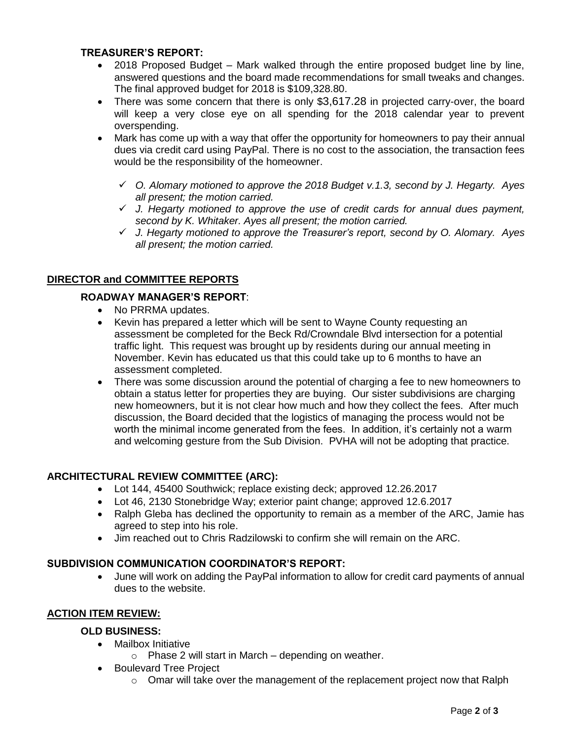**TREASURER'S REPORT:**

- 2018 Proposed Budget – Mark walked through the entire proposed budget line by line, answered questions and the board made recommendations for small tweaks and changes. The final approved budget for 2018 is $109,328.80.
- There was some concern that there is only $3,617.28 in projected carry-over, the board will keep a very close eye on all spending for the 2018 calendar year to prevent overspending.
- Mark has come up with a way that offer the opportunity for homeowners to pay their annual dues via credit card using PayPal. There is no cost to the association, the transaction fees would be the responsibility of the homeowner.

  - ✓ *O. Alomary motioned to approve the 2018 Budget v.1.3, second by J. Hegarty. Ayes all present; the motion carried.*
  - ✓ *J. Hegarty motioned to approve the use of credit cards for annual dues payment, second by K. Whitaker. Ayes all present; the motion carried.*
  - ✓ *J. Hegarty motioned to approve the Treasurer's report, second by O. Alomary. Ayes all present; the motion carried.*

**DIRECTOR and COMMITTEE REPORTS**

**ROADWAY MANAGER'S REPORT**:

- No PRRMA updates.
- Kevin has prepared a letter which will be sent to Wayne County requesting an assessment be completed for the Beck Rd/Crowndale Blvd intersection for a potential traffic light. This request was brought up by residents during our annual meeting in November. Kevin has educated us that this could take up to 6 months to have an assessment completed.
- There was some discussion around the potential of charging a fee to new homeowners to obtain a status letter for properties they are buying. Our sister subdivisions are charging new homeowners, but it is not clear how much and how they collect the fees. After much discussion, the Board decided that the logistics of managing the process would not be worth the minimal income generated from the fees. In addition, it's certainly not a warm and welcoming gesture from the Sub Division. PVHA will not be adopting that practice.

**ARCHITECTURAL REVIEW COMMITTEE (ARC):**

- Lot 144, 45400 Southwick; replace existing deck; approved 12.26.2017
- Lot 46, 2130 Stonebridge Way; exterior paint change; approved 12.6.2017
- Ralph Gleba has declined the opportunity to remain as a member of the ARC, Jamie has agreed to step into his role.
- Jim reached out to Chris Radzilowski to confirm she will remain on the ARC.

**SUBDIVISION COMMUNICATION COORDINATOR'S REPORT:**

- June will work on adding the PayPal information to allow for credit card payments of annual dues to the website.

**ACTION ITEM REVIEW:**

**OLD BUSINESS:**

- Mailbox Initiative
  - Phase 2 will start in March – depending on weather.
- Boulevard Tree Project
  - Omar will take over the management of the replacement project now that Ralph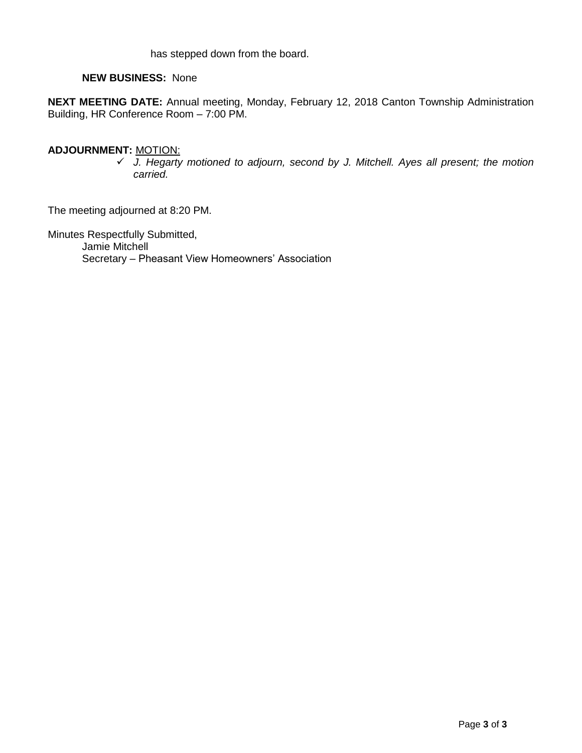has stepped down from the board.

**NEW BUSINESS:** None

**NEXT MEETING DATE:** Annual meeting, Monday, February 12, 2018 Canton Township Administration Building, HR Conference Room – 7:00 PM.

**ADJOURNMENT:** MOTION:

- ✓ *J. Hegarty motioned to adjourn, second by J. Mitchell. Ayes all present; the motion carried.*

The meeting adjourned at 8:20 PM.

Minutes Respectfully Submitted,
Jamie Mitchell
Secretary – Pheasant View Homeowners' Association